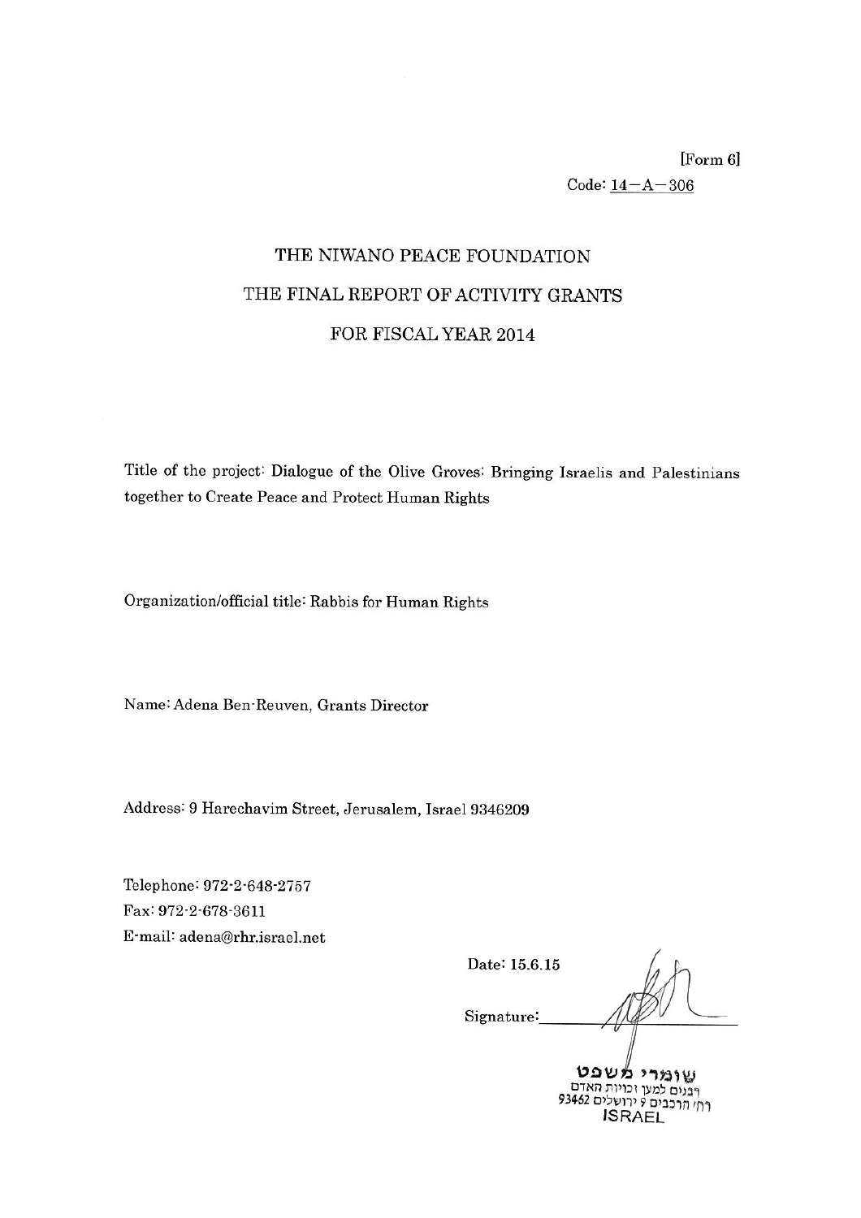[Form 6]

Code: 14－A－306

# THE NIWANO PEACE FOUNDATION

# THE FINAL REPORT OF ACTIVITY GRANTS

# FOR FISCAL YEAR 2014

Title of the project: Dialogue of the Olive Groves: Bringing Israelis and Palestinians together to Create Peace and Protect Human Rights

Organization/official title: Rabbis for Human Rights

Name: Adena Ben-Reuven, Grants Director

Address: 9 Harechavim Street, Jerusalem, Israel 9346209

Telephone: 972-2-648-2757

Fax: 972-2-678-3611

E-mail: adena@rhr.israel.net

Date: 15.6.15

Signature:

שומרי משפט

רבנים למען זכויות האדם

רח' הרכבים 9 ירושלים 93462

ISRAEL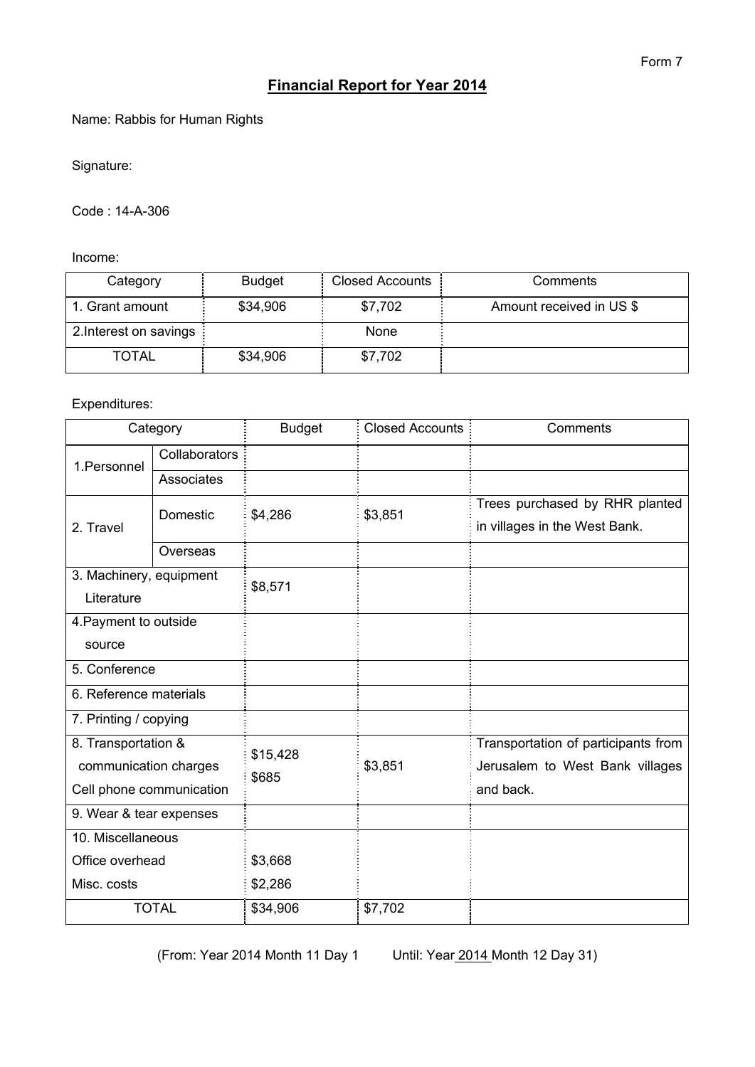Form 7

# Financial Report for Year 2014

Name: Rabbis for Human Rights

Signature:

Code : 14-A-306

Income:

| Category | Budget | Closed Accounts | Comments |
|---|---|---|---|
| 1. Grant amount | $34,906 | $7,702 | Amount received in US $ |
| 2.Interest on savings | | None | |
| TOTAL | $34,906 | $7,702 | |

Expenditures:

| Category | | Budget | Closed Accounts | Comments |
|---|---|---|---|---|
| 1.Personnel | Collaborators | | | |
| | Associates | | | |
| 2. Travel | Domestic | $4,286 | $3,851 | Trees purchased by RHR planted in villages in the West Bank. |
| | Overseas | | | |
| 3. Machinery, equipment Literature | | $8,571 | | |
| 4.Payment to outside source | | | | |
| 5. Conference | | | | |
| 6. Reference materials | | | | |
| 7. Printing / copying | | | | |
| 8. Transportation & communication charges Cell phone communication | | $15,428 $685 | $3,851 | Transportation of participants from Jerusalem to West Bank villages and back. |
| 9. Wear & tear expenses | | | | |
| 10. Miscellaneous Office overhead Misc. costs | | $3,668 $2,286 | | |
| TOTAL | | $34,906 | $7,702 | |

(From: Year 2014 Month 11 Day 1 Until: Year 2014 Month 12 Day 31)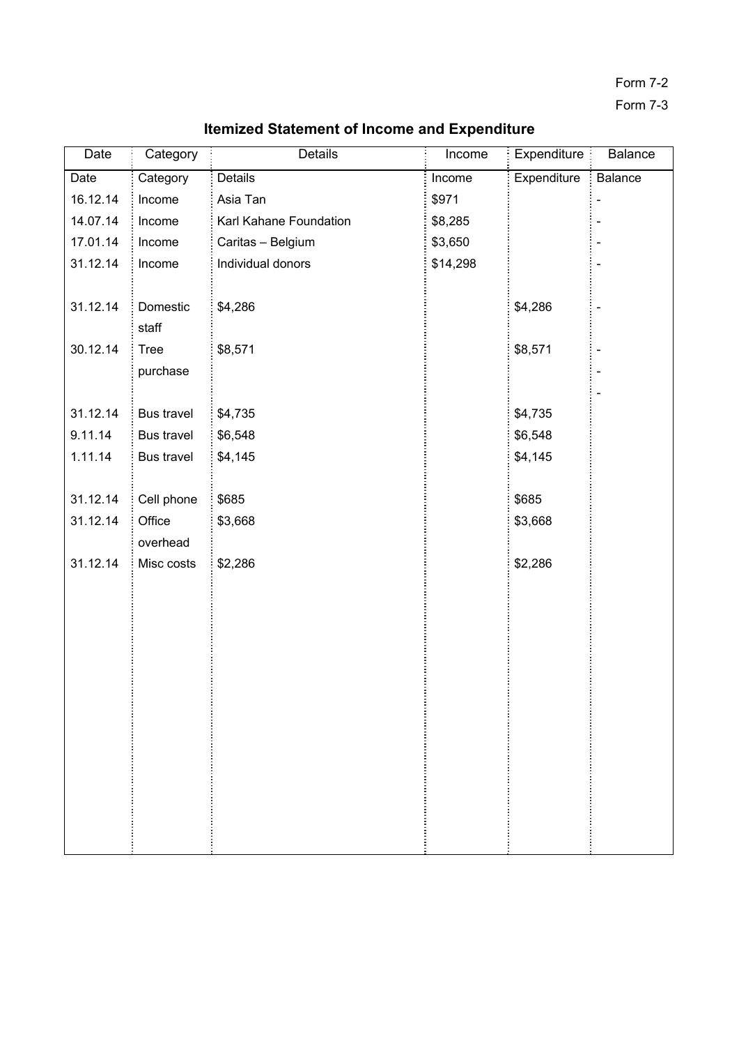Form 7-2

Form 7-3

## Itemized Statement of Income and Expenditure

| Date | Category | Details | Income | Expenditure | Balance |
|---|---|---|---|---|---|
| Date | Category | Details | Income | Expenditure | Balance |
| 16.12.14 | Income | Asia Tan | $971 | | - |
| 14.07.14 | Income | Karl Kahane Foundation | $8,285 | | - |
| 17.01.14 | Income | Caritas – Belgium | $3,650 | | - |
| 31.12.14 | Income | Individual donors | $14,298 | | - |
| 31.12.14 | Domestic staff | $4,286 | | $4,286 | - |
| 30.12.14 | Tree purchase | $8,571 | | $8,571 | - |
| | | | | | - |
| | | | | | - |
| 31.12.14 | Bus travel | $4,735 | | $4,735 | |
| 9.11.14 | Bus travel | $6,548 | | $6,548 | |
| 1.11.14 | Bus travel | $4,145 | | $4,145 | |
| 31.12.14 | Cell phone | $685 | | $685 | |
| 31.12.14 | Office overhead | $3,668 | | $3,668 | |
| 31.12.14 | Misc costs | $2,286 | | $2,286 | |